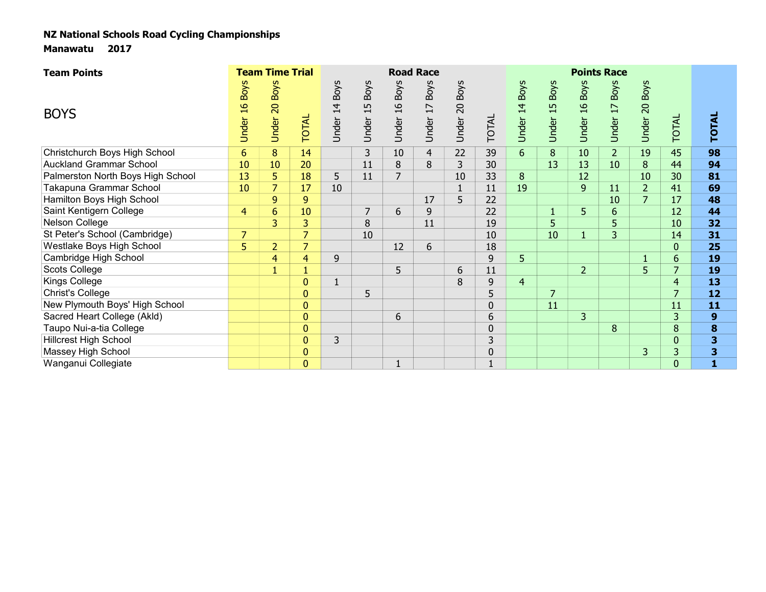**NZ National Schools Road Cycling Championships**

**Manawatu 2017**

**Team Points**

BOYS

| | Team Time Trial | | | Road Race | | | | | | Points Race | | | | | | |
|---|---|---|---|---|---|---|---|---|---|---|---|---|---|---|---|---|
| | Under 16 Boys | Under 20 Boys | TOTAL | Under 14 Boys | Under 15 Boys | Under 16 Boys | Under 17 Boys | Under 20 Boys | TOTAL | Under 14 Boys | Under 15 Boys | Under 16 Boys | Under 17 Boys | Under 20 Boys | TOTAL | **TOTAL** |
| Christchurch Boys High School | 6 | 8 | 14 | | 3 | 10 | 4 | 22 | 39 | 6 | 8 | 10 | 2 | 19 | 45 | **98** |
| Auckland Grammar School | 10 | 10 | 20 | | 11 | 8 | 8 | 3 | 30 | | 13 | 13 | 10 | 8 | 44 | **94** |
| Palmerston North Boys High School | 13 | 5 | 18 | 5 | 11 | 7 | | 10 | 33 | 8 | | 12 | | 10 | 30 | **81** |
| Takapuna Grammar School | 10 | 7 | 17 | 10 | | | | 1 | 11 | 19 | | 9 | 11 | 2 | 41 | **69** |
| Hamilton Boys High School | | 9 | 9 | | | | 17 | 5 | 22 | | | | 10 | 7 | 17 | **48** |
| Saint Kentigern College | 4 | 6 | 10 | | 7 | 6 | 9 | | 22 | | 1 | 5 | 6 | | 12 | **44** |
| Nelson College | | 3 | 3 | | 8 | | 11 | | 19 | | 5 | | 5 | | 10 | **32** |
| St Peter's School (Cambridge) | 7 | | 7 | | 10 | | | | 10 | | 10 | 1 | 3 | | 14 | **31** |
| Westlake Boys High School | 5 | 2 | 7 | | | 12 | 6 | | 18 | | | | | | 0 | **25** |
| Cambridge High School | | 4 | 4 | 9 | | | | | 9 | 5 | | | | 1 | 6 | **19** |
| Scots College | | 1 | 1 | | | 5 | | 6 | 11 | | | 2 | | 5 | 7 | **19** |
| Kings College | | | 0 | 1 | | | | 8 | 9 | 4 | | | | | 4 | **13** |
| Christ's College | | | 0 | | 5 | | | | 5 | | 7 | | | | 7 | **12** |
| New Plymouth Boys' High School | | | 0 | | | | | | 0 | | 11 | | | | 11 | **11** |
| Sacred Heart College (Akld) | | | 0 | | | 6 | | | 6 | | | 3 | | | 3 | **9** |
| Taupo Nui-a-tia College | | | 0 | | | | | | 0 | | | | 8 | | 8 | **8** |
| Hillcrest High School | | | 0 | 3 | | | | | 3 | | | | | | 0 | **3** |
| Massey High School | | | 0 | | | | | | 0 | | | | | 3 | 3 | **3** |
| Wanganui Collegiate | | | 0 | | | 1 | | | 1 | | | | | | 0 | **1** |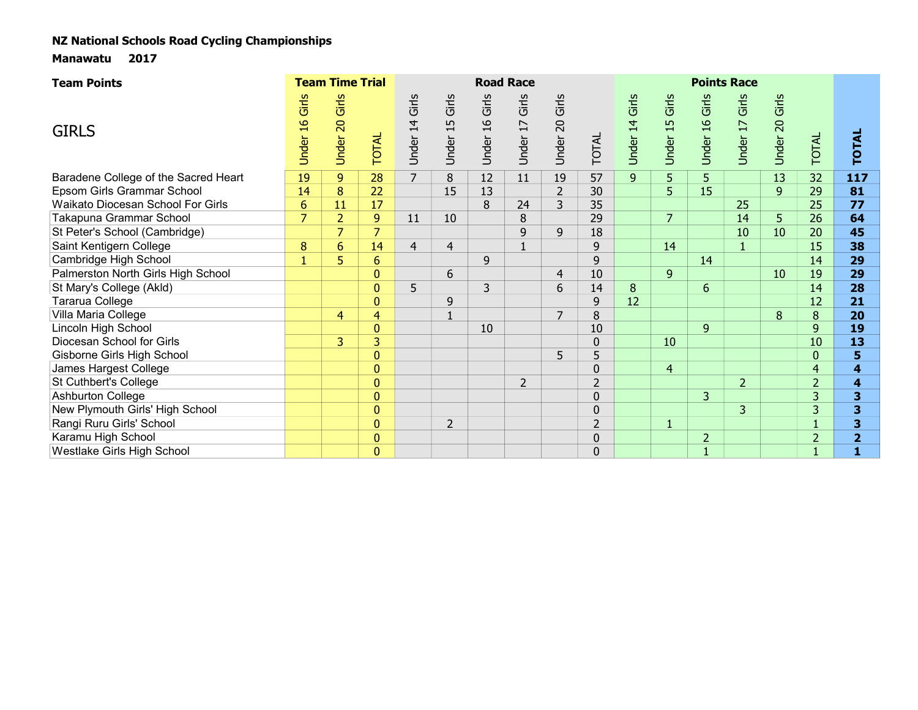**NZ National Schools Road Cycling Championships**

**Manawatu 2017**

**Team Points**

| GIRLS | **Team Time Trial** | | | **Road Race** | | | | | | **Points Race** | | | | | | **TOTAL** |
|---|---|---|---|---|---|---|---|---|---|---|---|---|---|---|---|---|
| | Under 16 Girls | Under 20 Girls | TOTAL | Under 14 Girls | Under 15 Girls | Under 16 Girls | Under 17 Girls | Under 20 Girls | TOTAL | Under 14 Girls | Under 15 Girls | Under 16 Girls | Under 17 Girls | Under 20 Girls | TOTAL | |
| Baradene College of the Sacred Heart | 19 | 9 | 28 | 7 | 8 | 12 | 11 | 19 | 57 | 9 | 5 | 5 | | 13 | 32 | **117** |
| Epsom Girls Grammar School | 14 | 8 | 22 | | 15 | 13 | | 2 | 30 | | 5 | 15 | | 9 | 29 | **81** |
| Waikato Diocesan School For Girls | 6 | 11 | 17 | | | 8 | 24 | 3 | 35 | | | | 25 | | 25 | **77** |
| Takapuna Grammar School | 7 | 2 | 9 | 11 | 10 | | 8 | | 29 | | 7 | | 14 | 5 | 26 | **64** |
| St Peter's School (Cambridge) | | 7 | 7 | | | | 9 | 9 | 18 | | | | 10 | 10 | 20 | **45** |
| Saint Kentigern College | 8 | 6 | 14 | 4 | 4 | | 1 | | 9 | | 14 | | 1 | | 15 | **38** |
| Cambridge High School | 1 | 5 | 6 | | | 9 | | | 9 | | | 14 | | | 14 | **29** |
| Palmerston North Girls High School | | | 0 | | 6 | | | 4 | 10 | | 9 | | | 10 | 19 | **29** |
| St Mary's College (Akld) | | | 0 | 5 | | 3 | | 6 | 14 | 8 | | 6 | | | 14 | **28** |
| Tararua College | | | 0 | | 9 | | | | 9 | 12 | | | | | 12 | **21** |
| Villa Maria College | | 4 | 4 | | 1 | | | 7 | 8 | | | | | 8 | 8 | **20** |
| Lincoln High School | | | 0 | | | 10 | | | 10 | | | 9 | | | 9 | **19** |
| Diocesan School for Girls | | 3 | 3 | | | | | | 0 | | 10 | | | | 10 | **13** |
| Gisborne Girls High School | | | 0 | | | | | 5 | 5 | | | | | | 0 | **5** |
| James Hargest College | | | 0 | | | | | | 0 | | 4 | | | | 4 | **4** |
| St Cuthbert's College | | | 0 | | | | 2 | | 2 | | | | 2 | | 2 | **4** |
| Ashburton College | | | 0 | | | | | | 0 | | | 3 | | | 3 | **3** |
| New Plymouth Girls' High School | | | 0 | | | | | | 0 | | | | 3 | | 3 | **3** |
| Rangi Ruru Girls' School | | | 0 | | 2 | | | | 2 | | 1 | | | | 1 | **3** |
| Karamu High School | | | 0 | | | | | | 0 | | | 2 | | | 2 | **2** |
| Westlake Girls High School | | | 0 | | | | | | 0 | | | 1 | | | 1 | **1** |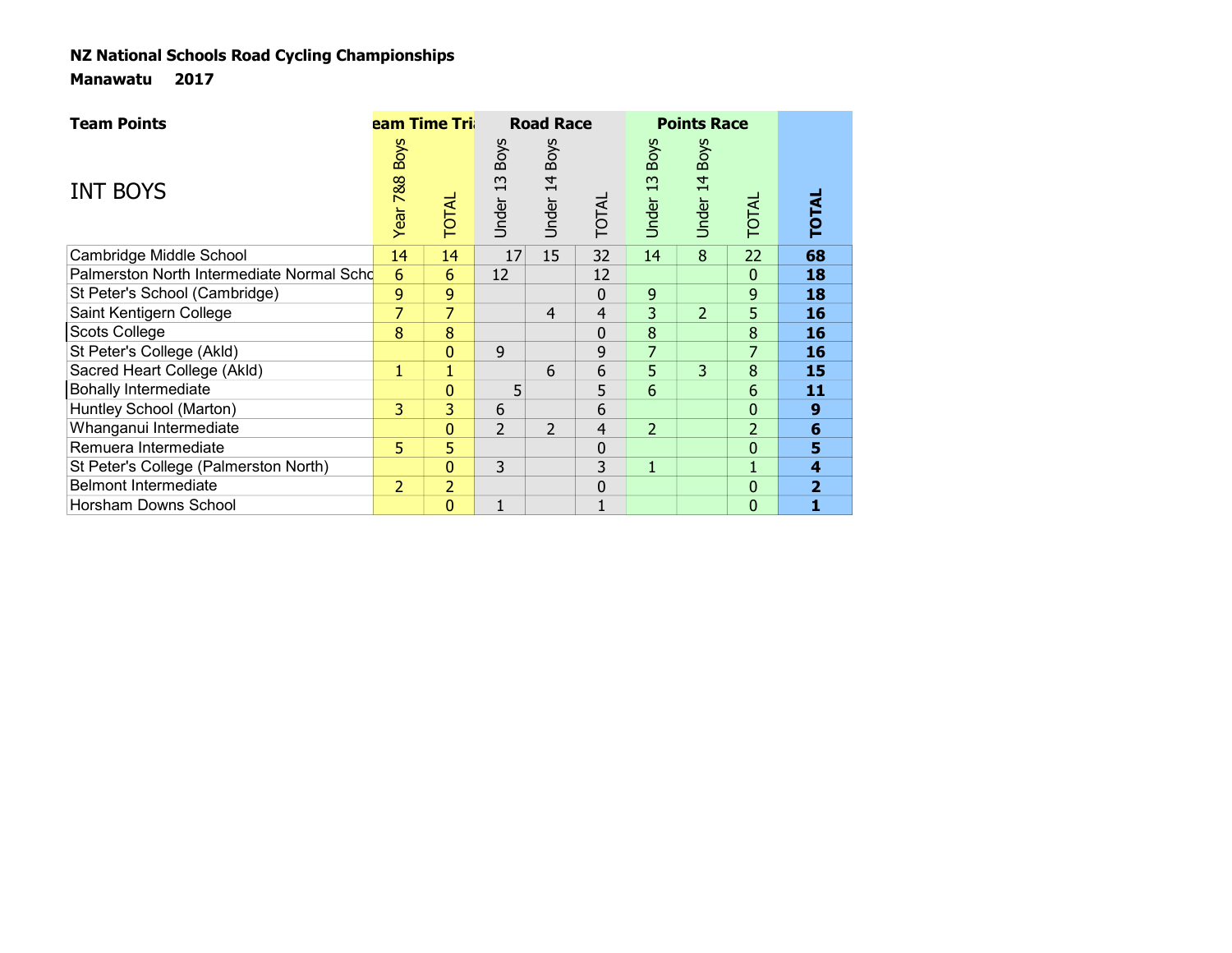**NZ National Schools Road Cycling Championships**

**Manawatu 2017**

**Team Points**

INT BOYS

| | Team Time Trial | | Road Race | | | Points Race | | | |
|---|---|---|---|---|---|---|---|---|---|
| | Year 7&8 Boys | TOTAL | Under 13 Boys | Under 14 Boys | TOTAL | Under 13 Boys | Under 14 Boys | TOTAL | **TOTAL** |
| Cambridge Middle School | 14 | 14 | 17 | 15 | 32 | 14 | 8 | 22 | **68** |
| Palmerston North Intermediate Normal Scho | 6 | 6 | 12 | | 12 | | | 0 | **18** |
| St Peter's School (Cambridge) | 9 | 9 | | | 0 | 9 | | 9 | **18** |
| Saint Kentigern College | 7 | 7 | | 4 | 4 | 3 | 2 | 5 | **16** |
| Scots College | 8 | 8 | | | 0 | 8 | | 8 | **16** |
| St Peter's College (Akld) | | 0 | 9 | | 9 | 7 | | 7 | **16** |
| Sacred Heart College (Akld) | 1 | 1 | | 6 | 6 | 5 | 3 | 8 | **15** |
| Bohally Intermediate | | 0 | 5 | | 5 | 6 | | 6 | **11** |
| Huntley School (Marton) | 3 | 3 | 6 | | 6 | | | 0 | **9** |
| Whanganui Intermediate | | 0 | 2 | 2 | 4 | 2 | | 2 | **6** |
| Remuera Intermediate | 5 | 5 | | | 0 | | | 0 | **5** |
| St Peter's College (Palmerston North) | | 0 | 3 | | 3 | 1 | | 1 | **4** |
| Belmont Intermediate | 2 | 2 | | | 0 | | | 0 | **2** |
| Horsham Downs School | | 0 | 1 | | 1 | | | 0 | **1** |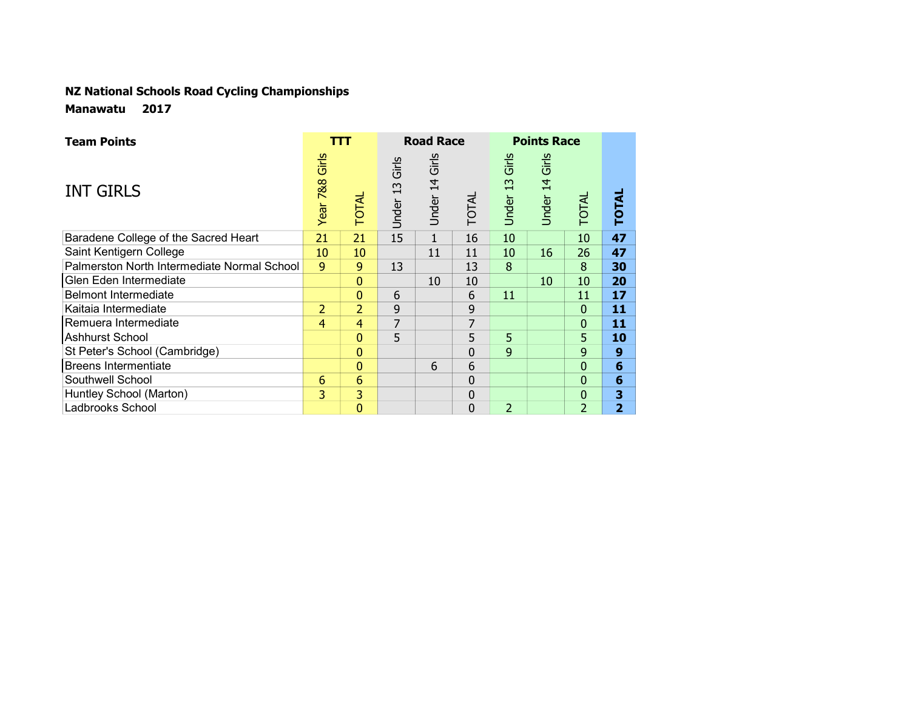**NZ National Schools Road Cycling Championships**

**Manawatu 2017**

**Team Points**

| INT GIRLS | TTT | | Road Race | | | Points Race | | | |
|---|---|---|---|---|---|---|---|---|---|
| | Year 7&8 Girls | TOTAL | Under 13 Girls | Under 14 Girls | TOTAL | Under 13 Girls | Under 14 Girls | TOTAL | **TOTAL** |
| Baradene College of the Sacred Heart | 21 | 21 | 15 | 1 | 16 | 10 | | 10 | **47** |
| Saint Kentigern College | 10 | 10 | | 11 | 11 | 10 | 16 | 26 | **47** |
| Palmerston North Intermediate Normal School | 9 | 9 | 13 | | 13 | 8 | | 8 | **30** |
| Glen Eden Intermediate | | 0 | | 10 | 10 | | 10 | 10 | **20** |
| Belmont Intermediate | | 0 | 6 | | 6 | 11 | | 11 | **17** |
| Kaitaia Intermediate | 2 | 2 | 9 | | 9 | | | 0 | **11** |
| Remuera Intermediate | 4 | 4 | 7 | | 7 | | | 0 | **11** |
| Ashhurst School | | 0 | 5 | | 5 | 5 | | 5 | **10** |
| St Peter's School (Cambridge) | | 0 | | | 0 | 9 | | 9 | **9** |
| Breens Intermentiate | | 0 | | 6 | 6 | | | 0 | **6** |
| Southwell School | 6 | 6 | | | 0 | | | 0 | **6** |
| Huntley School (Marton) | 3 | 3 | | | 0 | | | 0 | **3** |
| Ladbrooks School | | 0 | | | 0 | 2 | | 2 | **2** |